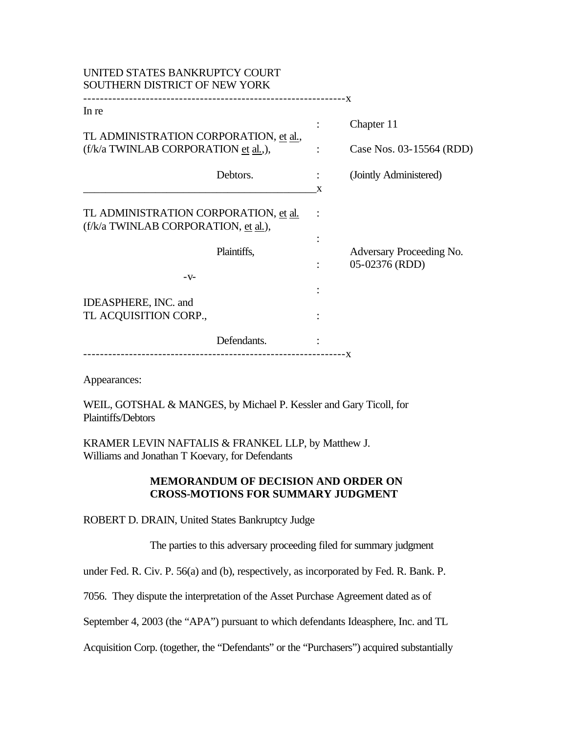UNITED STATES BANKRUPTCY COURT
SOUTHERN DISTRICT OF NEW YORK

---------------------------------------------------------------x

In re

TL ADMINISTRATION CORPORATION, et al.,
(f/k/a TWINLAB CORPORATION et al.),

Debtors.

: Chapter 11

: Case Nos. 03-15564 (RDD)

: (Jointly Administered)

_____________________________________________x

TL ADMINISTRATION CORPORATION, et al.
(f/k/a TWINLAB CORPORATION, et al.),

Plaintiffs,

-v-

IDEASPHERE, INC. and
TL ACQUISITION CORP.,

Defendants.

Adversary Proceeding No. 05-02376 (RDD)

---------------------------------------------------------------x

Appearances:

WEIL, GOTSHAL & MANGES, by Michael P. Kessler and Gary Ticoll, for Plaintiffs/Debtors

KRAMER LEVIN NAFTALIS & FRANKEL LLP, by Matthew J. Williams and Jonathan T Koevary, for Defendants

**MEMORANDUM OF DECISION AND ORDER ON CROSS-MOTIONS FOR SUMMARY JUDGMENT**

ROBERT D. DRAIN, United States Bankruptcy Judge

The parties to this adversary proceeding filed for summary judgment under Fed. R. Civ. P. 56(a) and (b), respectively, as incorporated by Fed. R. Bank. P. 7056. They dispute the interpretation of the Asset Purchase Agreement dated as of September 4, 2003 (the "APA") pursuant to which defendants Ideasphere, Inc. and TL Acquisition Corp. (together, the "Defendants" or the "Purchasers") acquired substantially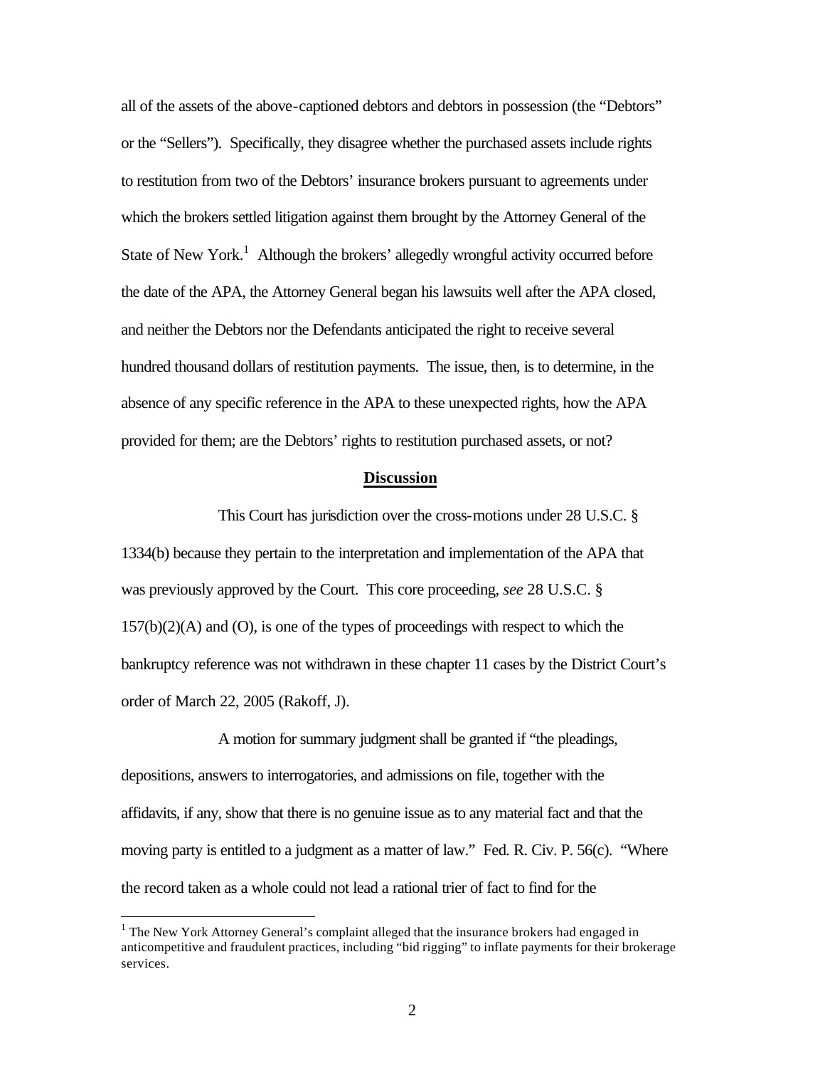all of the assets of the above-captioned debtors and debtors in possession (the "Debtors" or the "Sellers"). Specifically, they disagree whether the purchased assets include rights to restitution from two of the Debtors' insurance brokers pursuant to agreements under which the brokers settled litigation against them brought by the Attorney General of the State of New York.[1] Although the brokers' allegedly wrongful activity occurred before the date of the APA, the Attorney General began his lawsuits well after the APA closed, and neither the Debtors nor the Defendants anticipated the right to receive several hundred thousand dollars of restitution payments. The issue, then, is to determine, in the absence of any specific reference in the APA to these unexpected rights, how the APA provided for them; are the Debtors' rights to restitution purchased assets, or not?

## Discussion

This Court has jurisdiction over the cross-motions under 28 U.S.C. § 1334(b) because they pertain to the interpretation and implementation of the APA that was previously approved by the Court. This core proceeding, *see* 28 U.S.C. § 157(b)(2)(A) and (O), is one of the types of proceedings with respect to which the bankruptcy reference was not withdrawn in these chapter 11 cases by the District Court's order of March 22, 2005 (Rakoff, J).

A motion for summary judgment shall be granted if "the pleadings, depositions, answers to interrogatories, and admissions on file, together with the affidavits, if any, show that there is no genuine issue as to any material fact and that the moving party is entitled to a judgment as a matter of law." Fed. R. Civ. P. 56(c). "Where the record taken as a whole could not lead a rational trier of fact to find for the

---

[1] The New York Attorney General's complaint alleged that the insurance brokers had engaged in anticompetitive and fraudulent practices, including "bid rigging" to inflate payments for their brokerage services.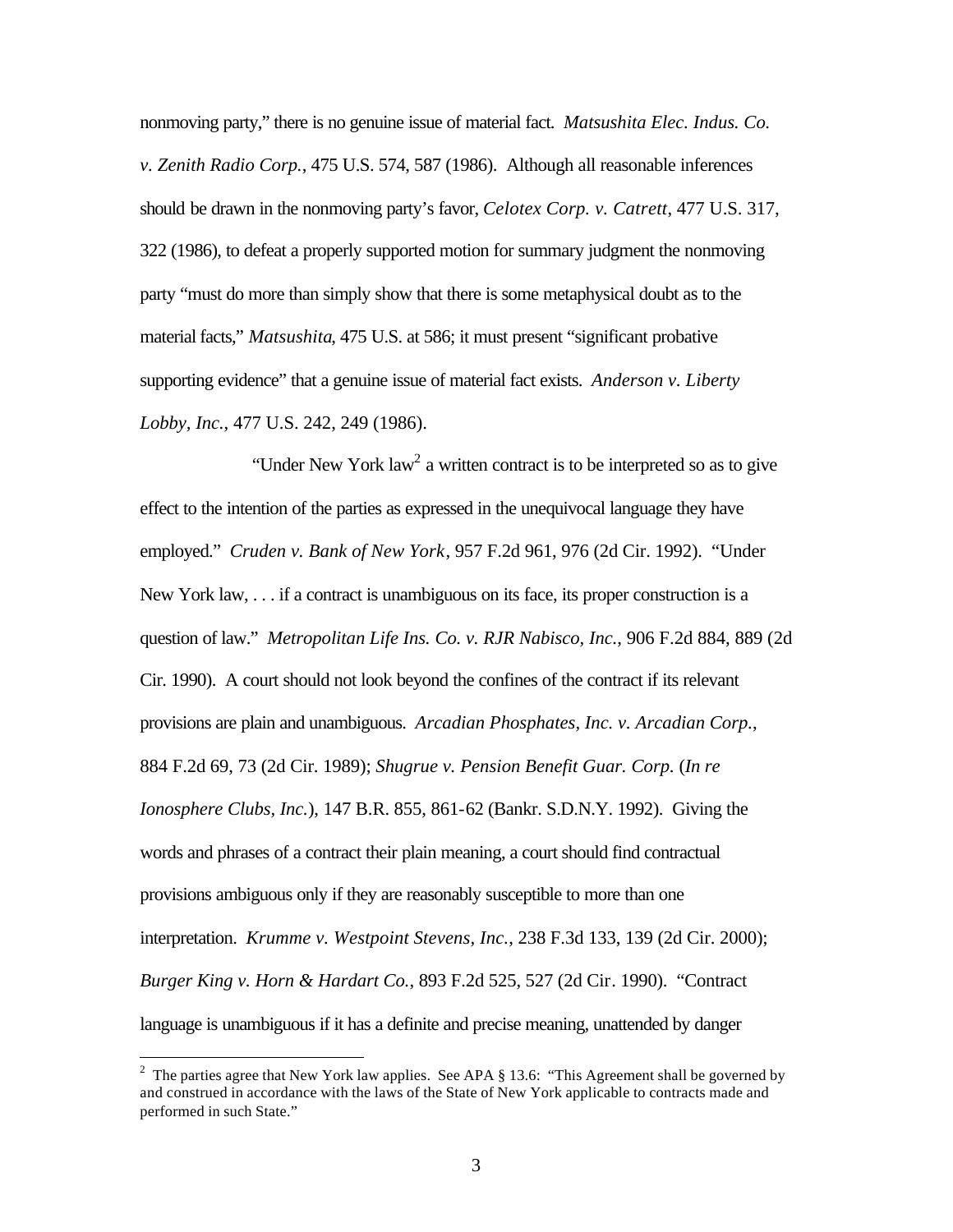nonmoving party," there is no genuine issue of material fact. *Matsushita Elec. Indus. Co. v. Zenith Radio Corp.*, 475 U.S. 574, 587 (1986). Although all reasonable inferences should be drawn in the nonmoving party's favor, *Celotex Corp. v. Catrett*, 477 U.S. 317, 322 (1986), to defeat a properly supported motion for summary judgment the nonmoving party "must do more than simply show that there is some metaphysical doubt as to the material facts," *Matsushita*, 475 U.S. at 586; it must present "significant probative supporting evidence" that a genuine issue of material fact exists. *Anderson v. Liberty Lobby, Inc.*, 477 U.S. 242, 249 (1986).

"Under New York law[2] a written contract is to be interpreted so as to give effect to the intention of the parties as expressed in the unequivocal language they have employed." *Cruden v. Bank of New York*, 957 F.2d 961, 976 (2d Cir. 1992). "Under New York law, . . . if a contract is unambiguous on its face, its proper construction is a question of law." *Metropolitan Life Ins. Co. v. RJR Nabisco, Inc.*, 906 F.2d 884, 889 (2d Cir. 1990). A court should not look beyond the confines of the contract if its relevant provisions are plain and unambiguous. *Arcadian Phosphates, Inc. v. Arcadian Corp.*, 884 F.2d 69, 73 (2d Cir. 1989); *Shugrue v. Pension Benefit Guar. Corp.* (*In re Ionosphere Clubs, Inc.*), 147 B.R. 855, 861-62 (Bankr. S.D.N.Y. 1992). Giving the words and phrases of a contract their plain meaning, a court should find contractual provisions ambiguous only if they are reasonably susceptible to more than one interpretation. *Krumme v. Westpoint Stevens, Inc.*, 238 F.3d 133, 139 (2d Cir. 2000); *Burger King v. Horn & Hardart Co.*, 893 F.2d 525, 527 (2d Cir. 1990). "Contract language is unambiguous if it has a definite and precise meaning, unattended by danger

[2] The parties agree that New York law applies. See APA § 13.6: "This Agreement shall be governed by and construed in accordance with the laws of the State of New York applicable to contracts made and performed in such State."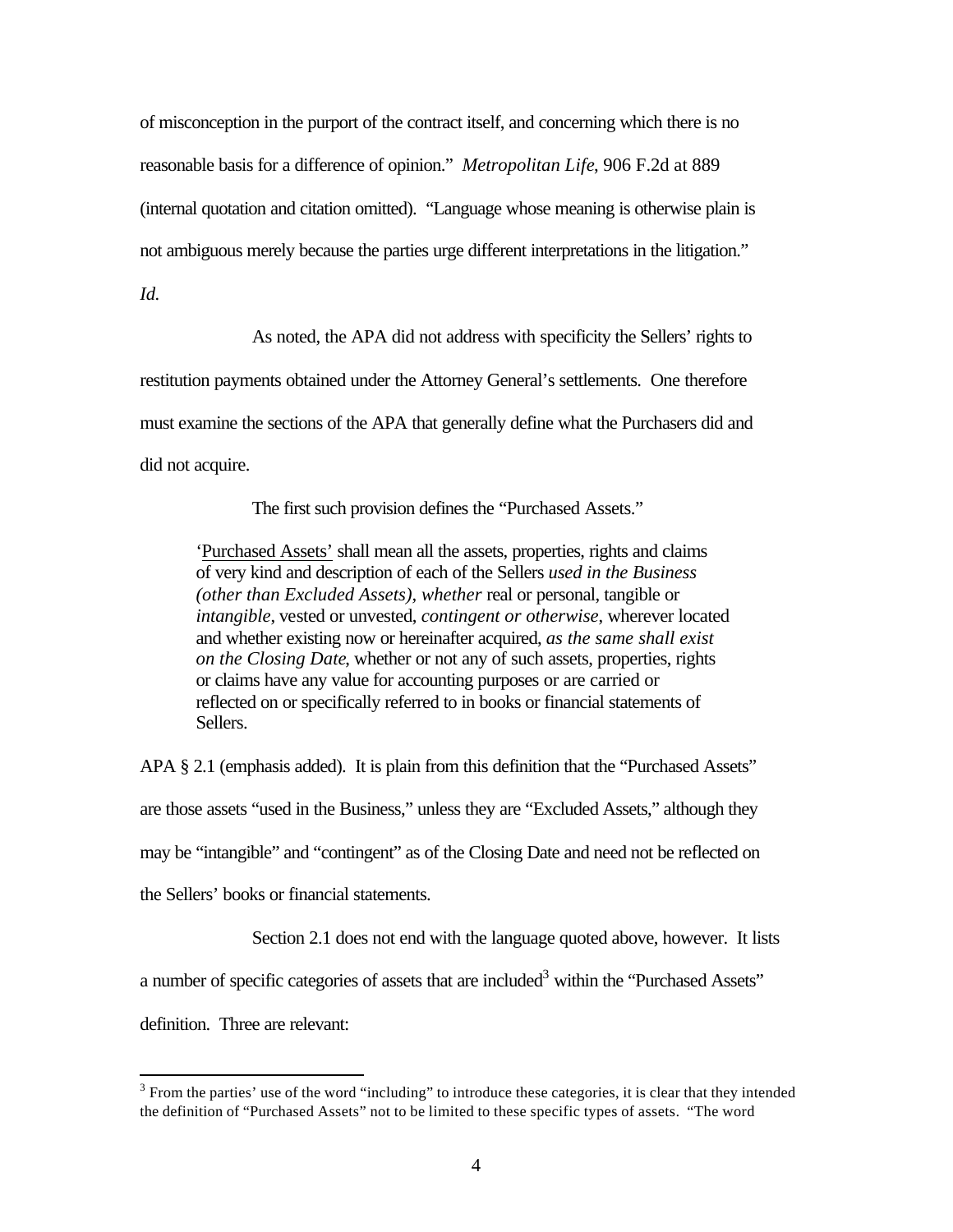of misconception in the purport of the contract itself, and concerning which there is no reasonable basis for a difference of opinion." *Metropolitan Life*, 906 F.2d at 889 (internal quotation and citation omitted). "Language whose meaning is otherwise plain is not ambiguous merely because the parties urge different interpretations in the litigation." *Id.*

As noted, the APA did not address with specificity the Sellers' rights to restitution payments obtained under the Attorney General's settlements. One therefore must examine the sections of the APA that generally define what the Purchasers did and did not acquire.

The first such provision defines the "Purchased Assets."

> '<u>Purchased Assets</u>' shall mean all the assets, properties, rights and claims of very kind and description of each of the Sellers *used in the Business (other than Excluded Assets), whether* real or personal, tangible or *intangible*, vested or unvested, *contingent or otherwise*, wherever located and whether existing now or hereinafter acquired, *as the same shall exist on the Closing Date*, whether or not any of such assets, properties, rights or claims have any value for accounting purposes or are carried or reflected on or specifically referred to in books or financial statements of Sellers.

APA § 2.1 (emphasis added). It is plain from this definition that the "Purchased Assets" are those assets "used in the Business," unless they are "Excluded Assets," although they may be "intangible" and "contingent" as of the Closing Date and need not be reflected on the Sellers' books or financial statements.

Section 2.1 does not end with the language quoted above, however. It lists a number of specific categories of assets that are included[3] within the "Purchased Assets" definition. Three are relevant:

---

[3] From the parties' use of the word "including" to introduce these categories, it is clear that they intended the definition of "Purchased Assets" not to be limited to these specific types of assets. "The word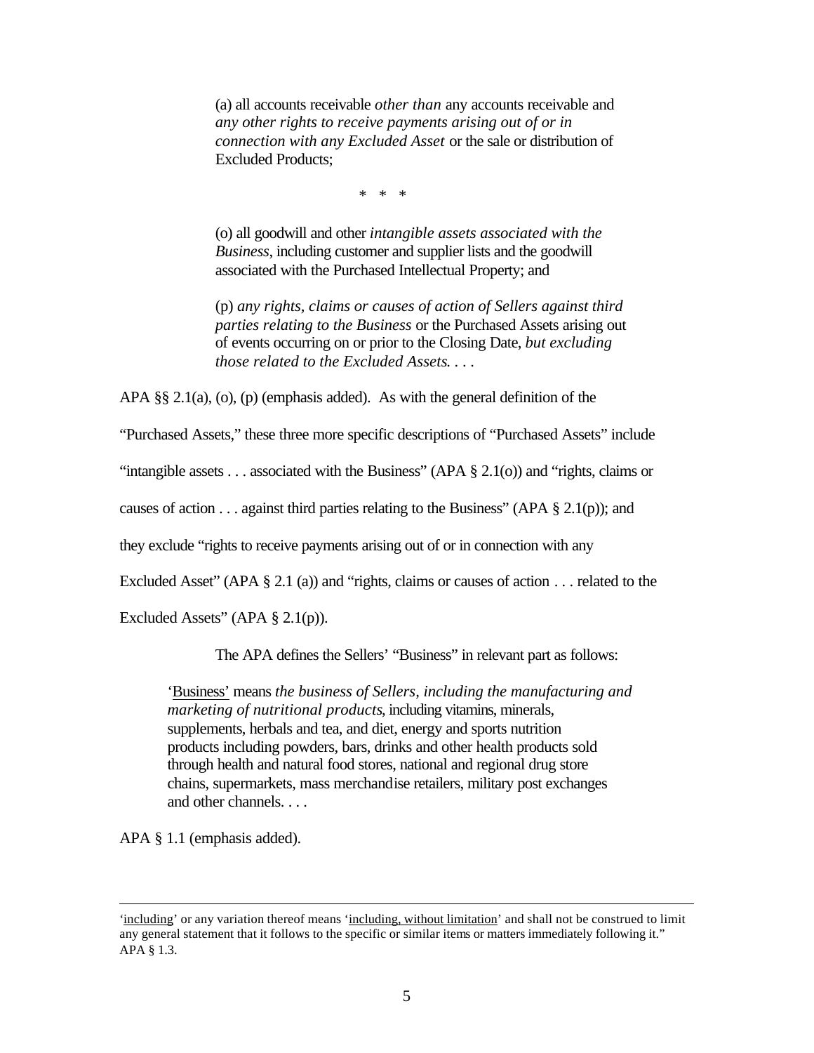> (a) all accounts receivable *other than* any accounts receivable and *any other rights to receive payments arising out of or in connection with any Excluded Asset* or the sale or distribution of Excluded Products;
>
> \* \* \*
>
> (o) all goodwill and other *intangible assets associated with the Business*, including customer and supplier lists and the goodwill associated with the Purchased Intellectual Property; and
>
> (p) *any rights, claims or causes of action of Sellers against third parties relating to the Business* or the Purchased Assets arising out of events occurring on or prior to the Closing Date, *but excluding those related to the Excluded Assets*. . . .

APA §§ 2.1(a), (o), (p) (emphasis added). As with the general definition of the "Purchased Assets," these three more specific descriptions of "Purchased Assets" include "intangible assets . . . associated with the Business" (APA § 2.1(o)) and "rights, claims or causes of action . . . against third parties relating to the Business" (APA § 2.1(p)); and they exclude "rights to receive payments arising out of or in connection with any Excluded Asset" (APA § 2.1 (a)) and "rights, claims or causes of action . . . related to the Excluded Assets" (APA § 2.1(p)).

The APA defines the Sellers' "Business" in relevant part as follows:

> '<u>Business</u>' means *the business of Sellers, including the manufacturing and marketing of nutritional products*, including vitamins, minerals, supplements, herbals and tea, and diet, energy and sports nutrition products including powders, bars, drinks and other health products sold through health and natural food stores, national and regional drug store chains, supermarkets, mass merchandise retailers, military post exchanges and other channels. . . .

APA § 1.1 (emphasis added).

---

'<u>including</u>' or any variation thereof means '<u>including, without limitation</u>' and shall not be construed to limit any general statement that it follows to the specific or similar items or matters immediately following it." APA § 1.3.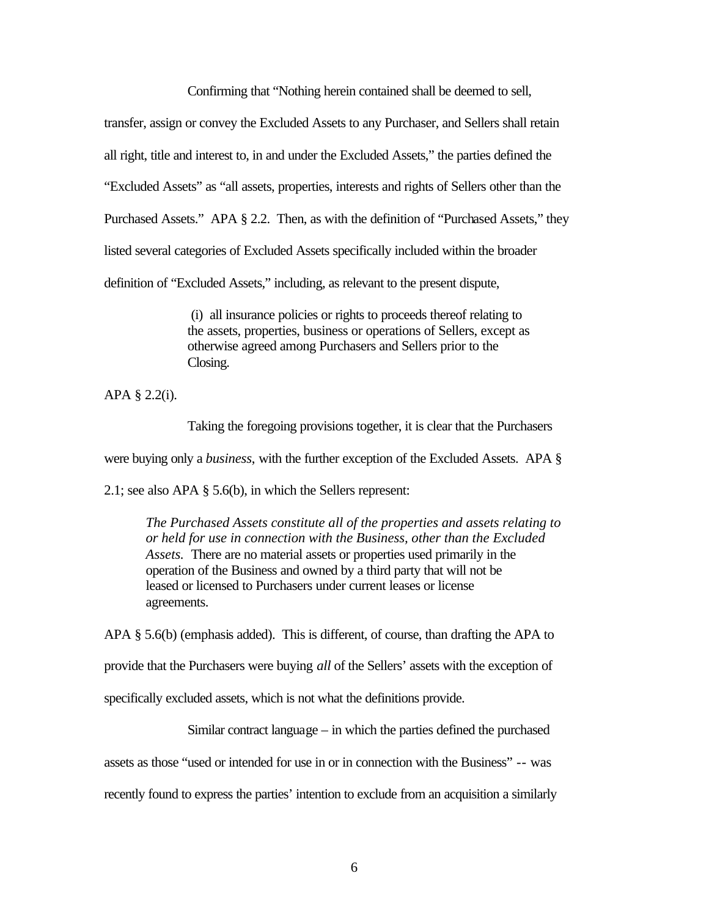Confirming that "Nothing herein contained shall be deemed to sell, transfer, assign or convey the Excluded Assets to any Purchaser, and Sellers shall retain all right, title and interest to, in and under the Excluded Assets," the parties defined the "Excluded Assets" as "all assets, properties, interests and rights of Sellers other than the Purchased Assets." APA § 2.2. Then, as with the definition of "Purchased Assets," they listed several categories of Excluded Assets specifically included within the broader definition of "Excluded Assets," including, as relevant to the present dispute,

> (i) all insurance policies or rights to proceeds thereof relating to the assets, properties, business or operations of Sellers, except as otherwise agreed among Purchasers and Sellers prior to the Closing.

APA § 2.2(i).

Taking the foregoing provisions together, it is clear that the Purchasers were buying only a *business*, with the further exception of the Excluded Assets. APA § 2.1; see also APA § 5.6(b), in which the Sellers represent:

> *The Purchased Assets constitute all of the properties and assets relating to or held for use in connection with the Business, other than the Excluded Assets.* There are no material assets or properties used primarily in the operation of the Business and owned by a third party that will not be leased or licensed to Purchasers under current leases or license agreements.

APA § 5.6(b) (emphasis added). This is different, of course, than drafting the APA to provide that the Purchasers were buying *all* of the Sellers' assets with the exception of specifically excluded assets, which is not what the definitions provide.

Similar contract language – in which the parties defined the purchased assets as those "used or intended for use in or in connection with the Business" -- was recently found to express the parties' intention to exclude from an acquisition a similarly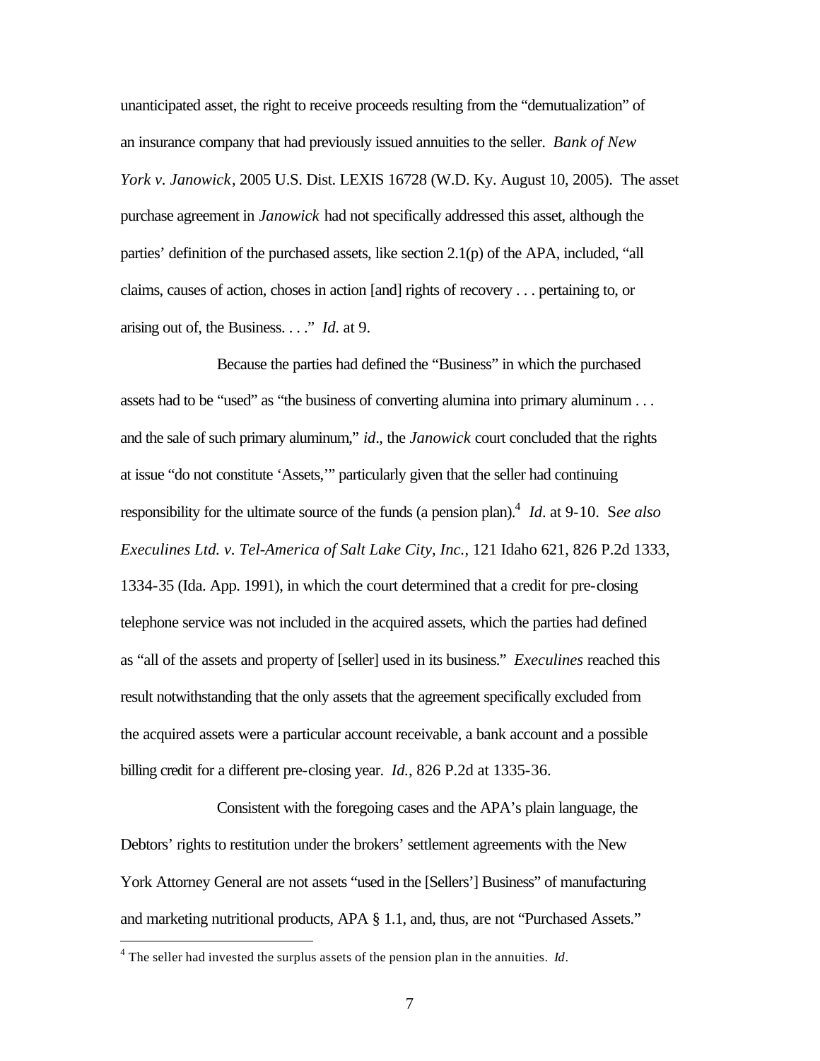unanticipated asset, the right to receive proceeds resulting from the "demutualization" of an insurance company that had previously issued annuities to the seller. *Bank of New York v. Janowick*, 2005 U.S. Dist. LEXIS 16728 (W.D. Ky. August 10, 2005). The asset purchase agreement in *Janowick* had not specifically addressed this asset, although the parties' definition of the purchased assets, like section 2.1(p) of the APA, included, "all claims, causes of action, choses in action [and] rights of recovery . . . pertaining to, or arising out of, the Business. . . ." *Id*. at 9.

Because the parties had defined the "Business" in which the purchased assets had to be "used" as "the business of converting alumina into primary aluminum . . . and the sale of such primary aluminum," *id*., the *Janowick* court concluded that the rights at issue "do not constitute 'Assets,'" particularly given that the seller had continuing responsibility for the ultimate source of the funds (a pension plan).[4] *Id*. at 9-10. S*ee also Execulines Ltd. v. Tel-America of Salt Lake City, Inc.*, 121 Idaho 621, 826 P.2d 1333, 1334-35 (Ida. App. 1991), in which the court determined that a credit for pre-closing telephone service was not included in the acquired assets, which the parties had defined as "all of the assets and property of [seller] used in its business." *Execulines* reached this result notwithstanding that the only assets that the agreement specifically excluded from the acquired assets were a particular account receivable, a bank account and a possible billing credit for a different pre-closing year. *Id.*, 826 P.2d at 1335-36.

Consistent with the foregoing cases and the APA's plain language, the Debtors' rights to restitution under the brokers' settlement agreements with the New York Attorney General are not assets "used in the [Sellers'] Business" of manufacturing and marketing nutritional products, APA § 1.1, and, thus, are not "Purchased Assets."

---

[4] The seller had invested the surplus assets of the pension plan in the annuities. *Id*.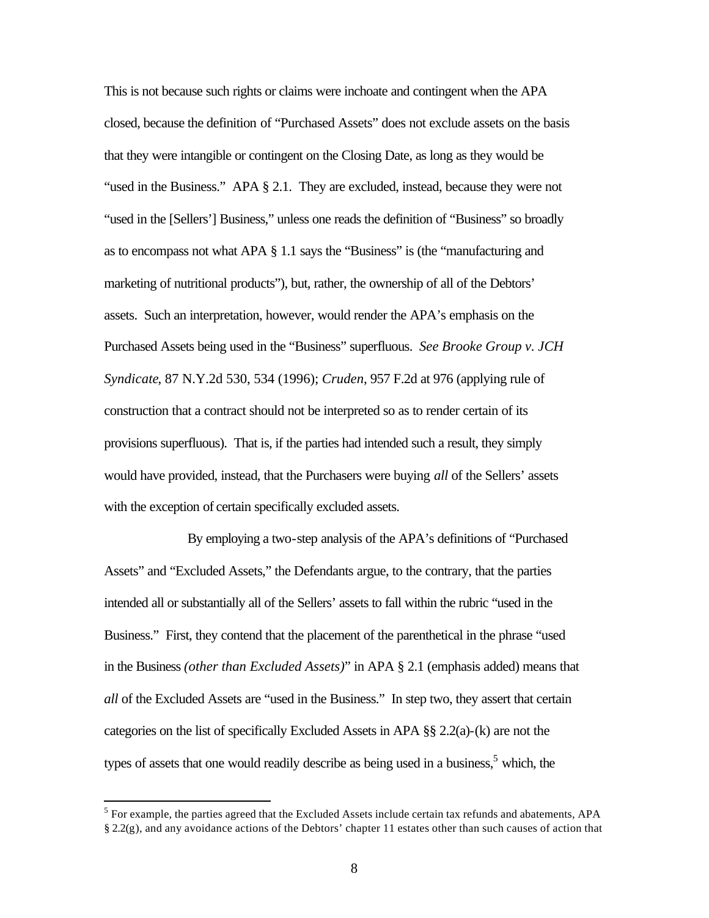This is not because such rights or claims were inchoate and contingent when the APA closed, because the definition of "Purchased Assets" does not exclude assets on the basis that they were intangible or contingent on the Closing Date, as long as they would be "used in the Business." APA § 2.1. They are excluded, instead, because they were not "used in the [Sellers'] Business," unless one reads the definition of "Business" so broadly as to encompass not what APA § 1.1 says the "Business" is (the "manufacturing and marketing of nutritional products"), but, rather, the ownership of all of the Debtors' assets. Such an interpretation, however, would render the APA's emphasis on the Purchased Assets being used in the "Business" superfluous. *See Brooke Group v. JCH Syndicate*, 87 N.Y.2d 530, 534 (1996); *Cruden*, 957 F.2d at 976 (applying rule of construction that a contract should not be interpreted so as to render certain of its provisions superfluous). That is, if the parties had intended such a result, they simply would have provided, instead, that the Purchasers were buying *all* of the Sellers' assets with the exception of certain specifically excluded assets.

By employing a two-step analysis of the APA's definitions of "Purchased Assets" and "Excluded Assets," the Defendants argue, to the contrary, that the parties intended all or substantially all of the Sellers' assets to fall within the rubric "used in the Business." First, they contend that the placement of the parenthetical in the phrase "used in the Business *(other than Excluded Assets)*" in APA § 2.1 (emphasis added) means that *all* of the Excluded Assets are "used in the Business." In step two, they assert that certain categories on the list of specifically Excluded Assets in APA §§ 2.2(a)-(k) are not the types of assets that one would readily describe as being used in a business,[5] which, the

[5] For example, the parties agreed that the Excluded Assets include certain tax refunds and abatements, APA § 2.2(g), and any avoidance actions of the Debtors' chapter 11 estates other than such causes of action that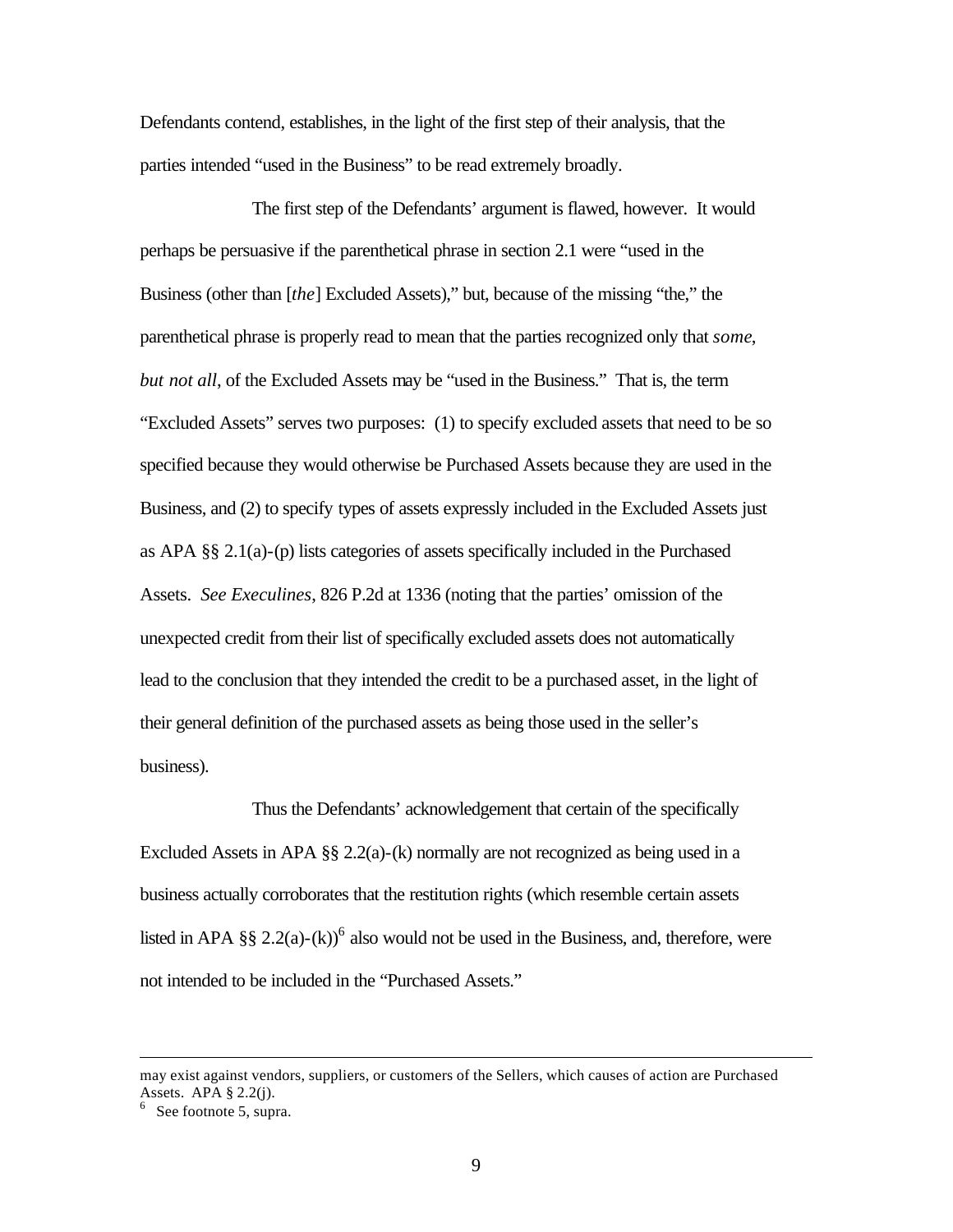Defendants contend, establishes, in the light of the first step of their analysis, that the parties intended "used in the Business" to be read extremely broadly.

The first step of the Defendants' argument is flawed, however. It would perhaps be persuasive if the parenthetical phrase in section 2.1 were "used in the Business (other than [*the*] Excluded Assets)," but, because of the missing "the," the parenthetical phrase is properly read to mean that the parties recognized only that *some, but not all*, of the Excluded Assets may be "used in the Business." That is, the term "Excluded Assets" serves two purposes: (1) to specify excluded assets that need to be so specified because they would otherwise be Purchased Assets because they are used in the Business, and (2) to specify types of assets expressly included in the Excluded Assets just as APA §§ 2.1(a)-(p) lists categories of assets specifically included in the Purchased Assets. *See Execulines*, 826 P.2d at 1336 (noting that the parties' omission of the unexpected credit from their list of specifically excluded assets does not automatically lead to the conclusion that they intended the credit to be a purchased asset, in the light of their general definition of the purchased assets as being those used in the seller's business).

Thus the Defendants' acknowledgement that certain of the specifically Excluded Assets in APA §§ 2.2(a)-(k) normally are not recognized as being used in a business actually corroborates that the restitution rights (which resemble certain assets listed in APA §§ 2.2(a)-(k))[6] also would not be used in the Business, and, therefore, were not intended to be included in the "Purchased Assets."

---

may exist against vendors, suppliers, or customers of the Sellers, which causes of action are Purchased Assets. APA § 2.2(j).

[6] See footnote 5, supra.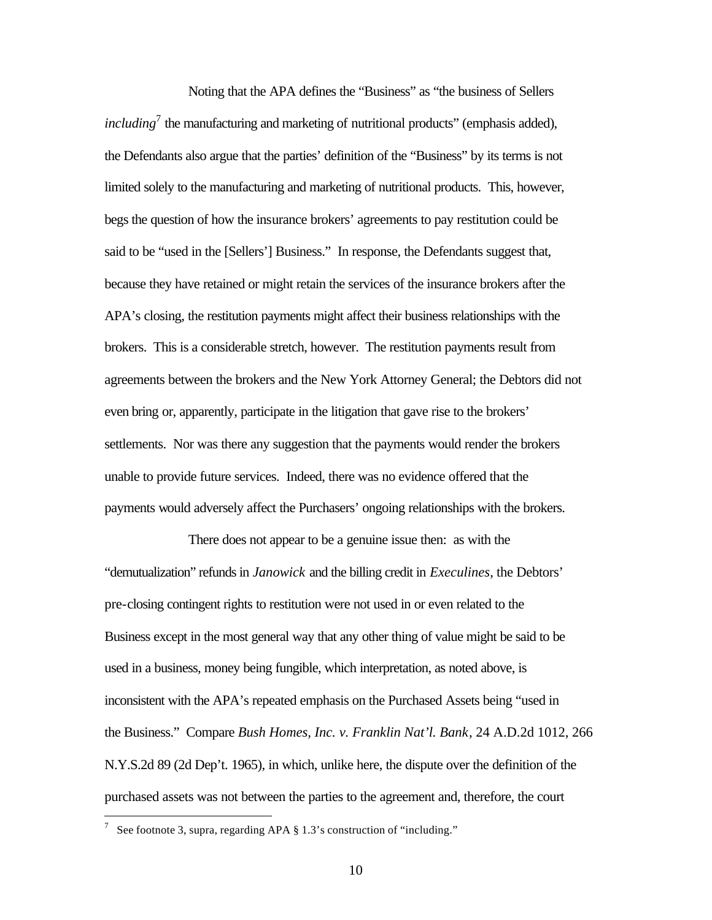Noting that the APA defines the "Business" as "the business of Sellers *including*[7] the manufacturing and marketing of nutritional products" (emphasis added), the Defendants also argue that the parties' definition of the "Business" by its terms is not limited solely to the manufacturing and marketing of nutritional products. This, however, begs the question of how the insurance brokers' agreements to pay restitution could be said to be "used in the [Sellers'] Business." In response, the Defendants suggest that, because they have retained or might retain the services of the insurance brokers after the APA's closing, the restitution payments might affect their business relationships with the brokers. This is a considerable stretch, however. The restitution payments result from agreements between the brokers and the New York Attorney General; the Debtors did not even bring or, apparently, participate in the litigation that gave rise to the brokers' settlements. Nor was there any suggestion that the payments would render the brokers unable to provide future services. Indeed, there was no evidence offered that the payments would adversely affect the Purchasers' ongoing relationships with the brokers.

There does not appear to be a genuine issue then: as with the "demutualization" refunds in *Janowick* and the billing credit in *Execulines*, the Debtors' pre-closing contingent rights to restitution were not used in or even related to the Business except in the most general way that any other thing of value might be said to be used in a business, money being fungible, which interpretation, as noted above, is inconsistent with the APA's repeated emphasis on the Purchased Assets being "used in the Business." Compare *Bush Homes, Inc. v. Franklin Nat'l. Bank*, 24 A.D.2d 1012, 266 N.Y.S.2d 89 (2d Dep't. 1965), in which, unlike here, the dispute over the definition of the purchased assets was not between the parties to the agreement and, therefore, the court

---

[7] See footnote 3, supra, regarding APA § 1.3's construction of "including."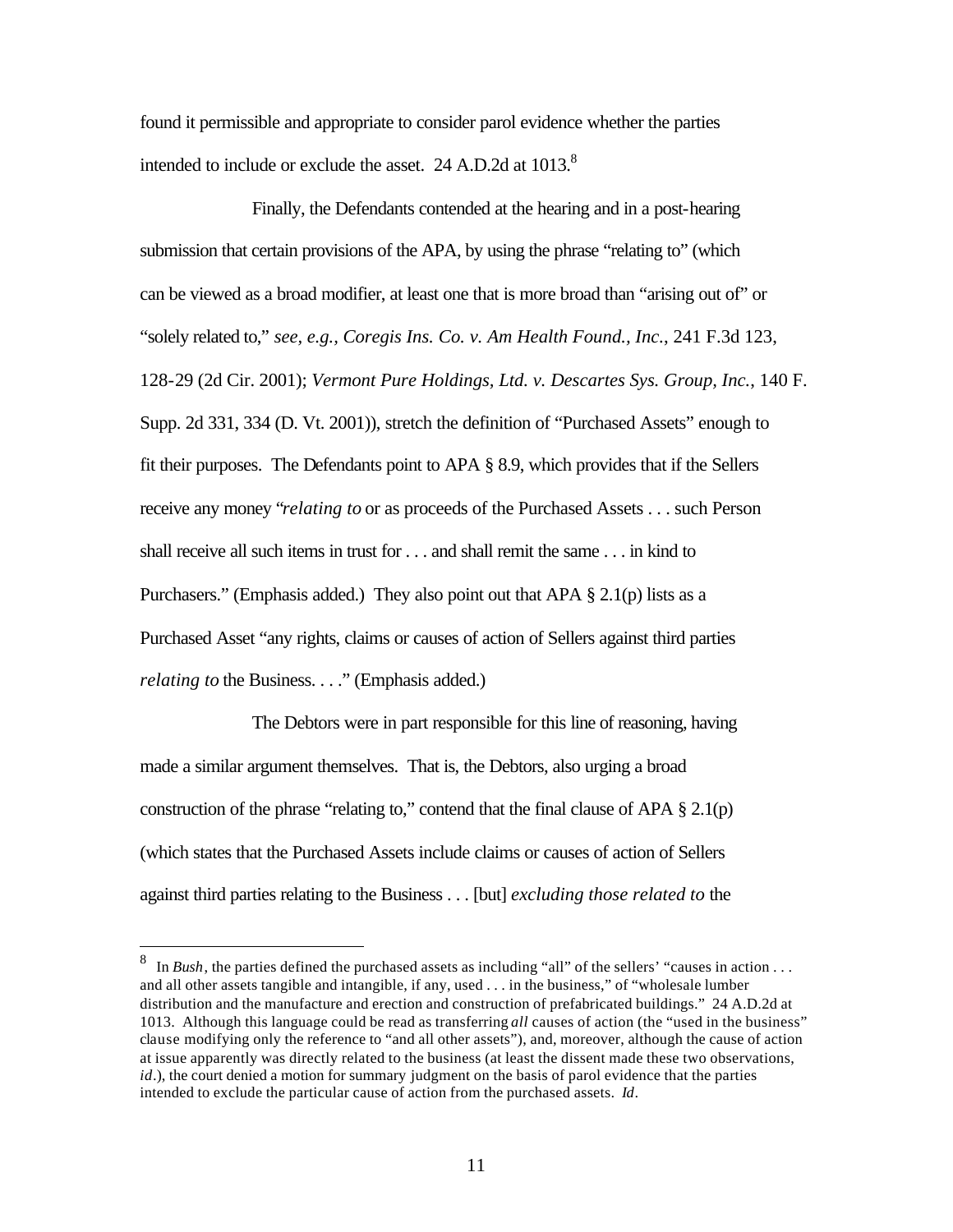found it permissible and appropriate to consider parol evidence whether the parties intended to include or exclude the asset. 24 A.D.2d at 1013.[8]

Finally, the Defendants contended at the hearing and in a post-hearing submission that certain provisions of the APA, by using the phrase "relating to" (which can be viewed as a broad modifier, at least one that is more broad than "arising out of" or "solely related to," *see, e.g.*, *Coregis Ins. Co. v. Am Health Found., Inc.*, 241 F.3d 123, 128-29 (2d Cir. 2001); *Vermont Pure Holdings, Ltd. v. Descartes Sys. Group, Inc.*, 140 F. Supp. 2d 331, 334 (D. Vt. 2001)), stretch the definition of "Purchased Assets" enough to fit their purposes. The Defendants point to APA § 8.9, which provides that if the Sellers receive any money "*relating to* or as proceeds of the Purchased Assets . . . such Person shall receive all such items in trust for . . . and shall remit the same . . . in kind to Purchasers." (Emphasis added.) They also point out that APA § 2.1(p) lists as a Purchased Asset "any rights, claims or causes of action of Sellers against third parties *relating to* the Business. . . ." (Emphasis added.)

The Debtors were in part responsible for this line of reasoning, having made a similar argument themselves. That is, the Debtors, also urging a broad construction of the phrase "relating to," contend that the final clause of APA § 2.1(p) (which states that the Purchased Assets include claims or causes of action of Sellers against third parties relating to the Business . . . [but] *excluding those related to* the

---

[8] In *Bush*, the parties defined the purchased assets as including "all" of the sellers' "causes in action . . . and all other assets tangible and intangible, if any, used . . . in the business," of "wholesale lumber distribution and the manufacture and erection and construction of prefabricated buildings." 24 A.D.2d at 1013. Although this language could be read as transferring *all* causes of action (the "used in the business" clause modifying only the reference to "and all other assets"), and, moreover, although the cause of action at issue apparently was directly related to the business (at least the dissent made these two observations, *id*.), the court denied a motion for summary judgment on the basis of parol evidence that the parties intended to exclude the particular cause of action from the purchased assets. *Id*.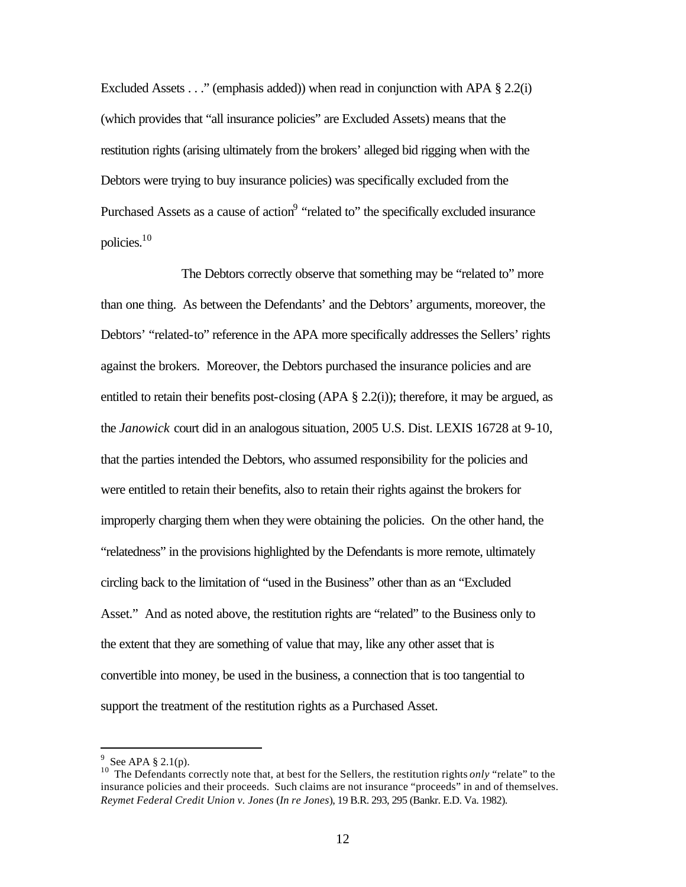Excluded Assets . . ." (emphasis added)) when read in conjunction with APA § 2.2(i) (which provides that "all insurance policies" are Excluded Assets) means that the restitution rights (arising ultimately from the brokers' alleged bid rigging when with the Debtors were trying to buy insurance policies) was specifically excluded from the Purchased Assets as a cause of action[9] "related to" the specifically excluded insurance policies.[10]

The Debtors correctly observe that something may be "related to" more than one thing. As between the Defendants' and the Debtors' arguments, moreover, the Debtors' "related-to" reference in the APA more specifically addresses the Sellers' rights against the brokers. Moreover, the Debtors purchased the insurance policies and are entitled to retain their benefits post-closing (APA § 2.2(i)); therefore, it may be argued, as the *Janowick* court did in an analogous situation, 2005 U.S. Dist. LEXIS 16728 at 9-10, that the parties intended the Debtors, who assumed responsibility for the policies and were entitled to retain their benefits, also to retain their rights against the brokers for improperly charging them when they were obtaining the policies. On the other hand, the "relatedness" in the provisions highlighted by the Defendants is more remote, ultimately circling back to the limitation of "used in the Business" other than as an "Excluded Asset." And as noted above, the restitution rights are "related" to the Business only to the extent that they are something of value that may, like any other asset that is convertible into money, be used in the business, a connection that is too tangential to support the treatment of the restitution rights as a Purchased Asset.

---

[9] See APA § 2.1(p).

[10] The Defendants correctly note that, at best for the Sellers, the restitution rights *only* "relate" to the insurance policies and their proceeds. Such claims are not insurance "proceeds" in and of themselves. *Reymet Federal Credit Union v. Jones* (*In re Jones*), 19 B.R. 293, 295 (Bankr. E.D. Va. 1982).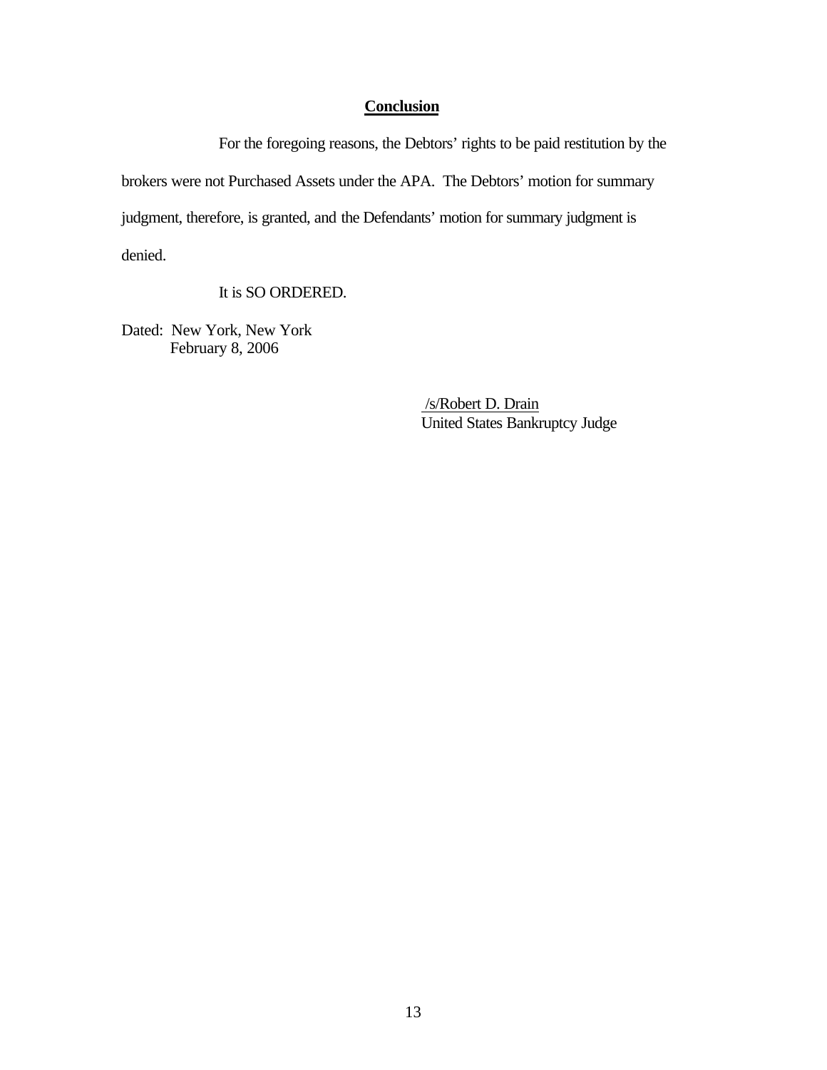## **Conclusion**

For the foregoing reasons, the Debtors' rights to be paid restitution by the brokers were not Purchased Assets under the APA. The Debtors' motion for summary judgment, therefore, is granted, and the Defendants' motion for summary judgment is denied.

It is SO ORDERED.

Dated: New York, New York
February 8, 2006

/s/Robert D. Drain
United States Bankruptcy Judge